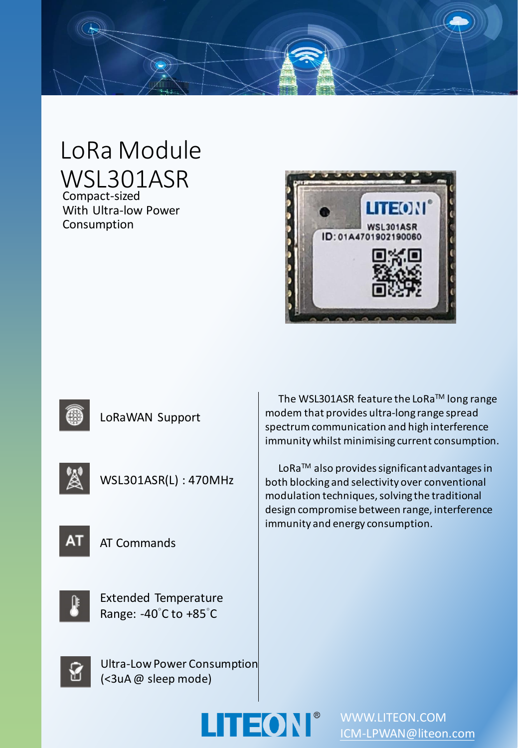# LoRa Module WSL301ASR

Compact-sized
With Ultra-low Power Consumption

- LoRaWAN Support
- WSL301ASR(L) : 470MHz
- AT Commands
- Extended Temperature Range: -40°C to +85°C
- Ultra-Low Power Consumption (<3uA @ sleep mode)

The WSL301ASR feature the LoRa™ long range modem that provides ultra-long range spread spectrum communication and high interference immunity whilst minimising current consumption.

LoRa™ also provides significant advantages in both blocking and selectivity over conventional modulation techniques, solving the traditional design compromise between range, interference immunity and energy consumption.

LITEON®

WWW.LITEON.COM
ICM-LPWAN@liteon.com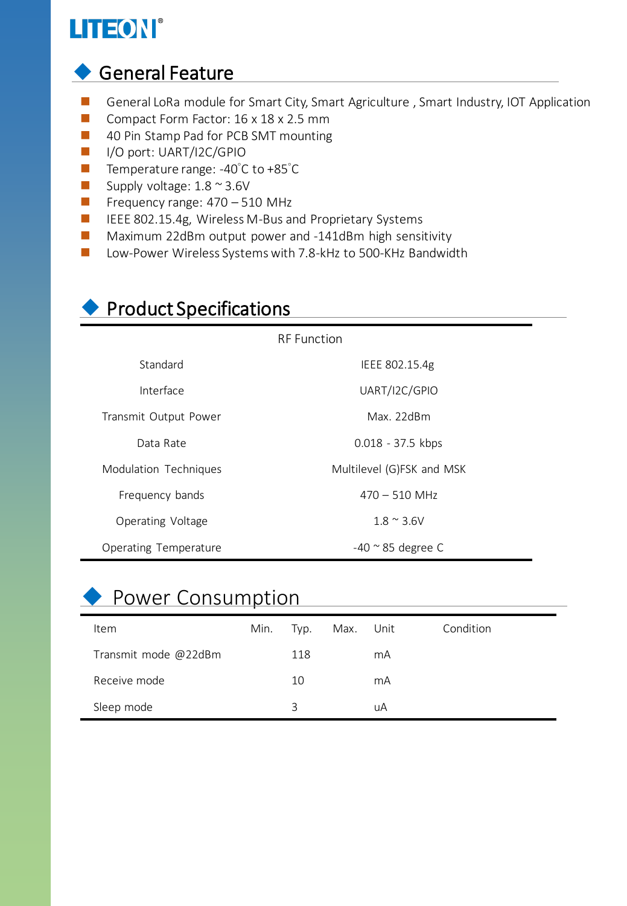## General Feature

- General LoRa module for Smart City, Smart Agriculture , Smart Industry, IOT Application
- Compact Form Factor: 16 x 18 x 2.5 mm
- 40 Pin Stamp Pad for PCB SMT mounting
- I/O port: UART/I2C/GPIO
- Temperature range: -40°C to +85°C
- Supply voltage: 1.8 ~ 3.6V
- Frequency range: 470 – 510 MHz
- IEEE 802.15.4g, Wireless M-Bus and Proprietary Systems
- Maximum 22dBm output power and -141dBm high sensitivity
- Low-Power Wireless Systems with 7.8-kHz to 500-KHz Bandwidth

## Product Specifications

| RF Function | |
|---|---|
| Standard | IEEE 802.15.4g |
| Interface | UART/I2C/GPIO |
| Transmit Output Power | Max. 22dBm |
| Data Rate | 0.018 - 37.5 kbps |
| Modulation Techniques | Multilevel (G)FSK and MSK |
| Frequency bands | 470 – 510 MHz |
| Operating Voltage | 1.8 ~ 3.6V |
| Operating Temperature | -40 ~ 85 degree C |

## Power Consumption

| Item | Min. | Typ. | Max. | Unit | Condition |
|---|---|---|---|---|---|
| Transmit mode @22dBm | | 118 | | mA | |
| Receive mode | | 10 | | mA | |
| Sleep mode | | 3 | | uA | |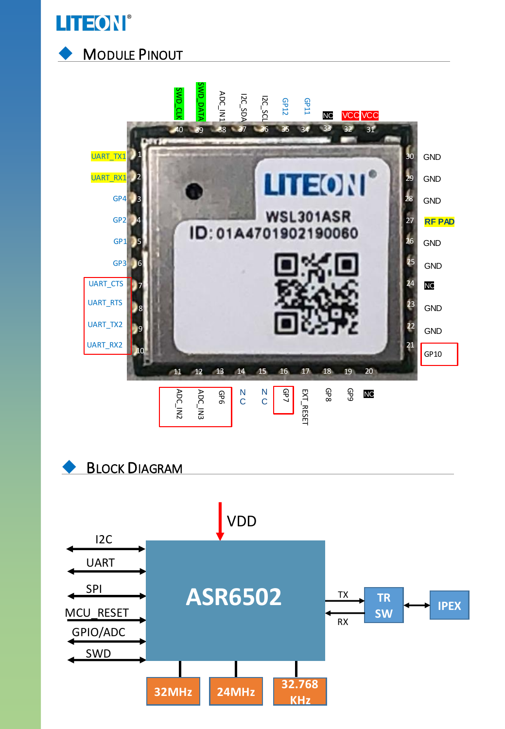## Module Pinout

| Pin | Name |
| --- | --- |
| 1 | UART_TX1 |
| 2 | UART_RX1 |
| 3 | GP4 |
| 4 | GP2 |
| 5 | GP1 |
| 6 | GP3 |
| 7 | UART_CTS |
| 8 | UART_RTS |
| 9 | UART_TX2 |
| 10 | UART_RX2 |
| 11 | ADC_IN2 |
| 12 | ADC_IN3 |
| 13 | GP6 |
| 14 | NC |
| 15 | NC |
| 16 | GP7 |
| 17 | EXT_RESET |
| 18 | GP8 |
| 19 | GP9 |
| 20 | NC |
| 21 | GP10 |
| 22 | GND |
| 23 | GND |
| 24 | NC |
| 25 | GND |
| 26 | GND |
| 27 | RF PAD |
| 28 | GND |
| 29 | GND |
| 30 | GND |
| 31 | VCC |
| 32 | VCC |
| 33 | NC |
| 34 | GP11 |
| 35 | GP12 |
| 36 | I2C_SCL |
| 37 | I2C_SDA |
| 38 | ADC_IN1 |
| 39 | SWD_DATA |
| 40 | SWD_CLK |

## Block Diagram

- ASR6502
- Inputs/interfaces: VDD, I2C, UART, SPI, MCU_RESET, GPIO/ADC, SWD
- RF path: TX / RX → TR SW → IPEX
- Clocks: 32MHz, 24MHz, 32.768 KHz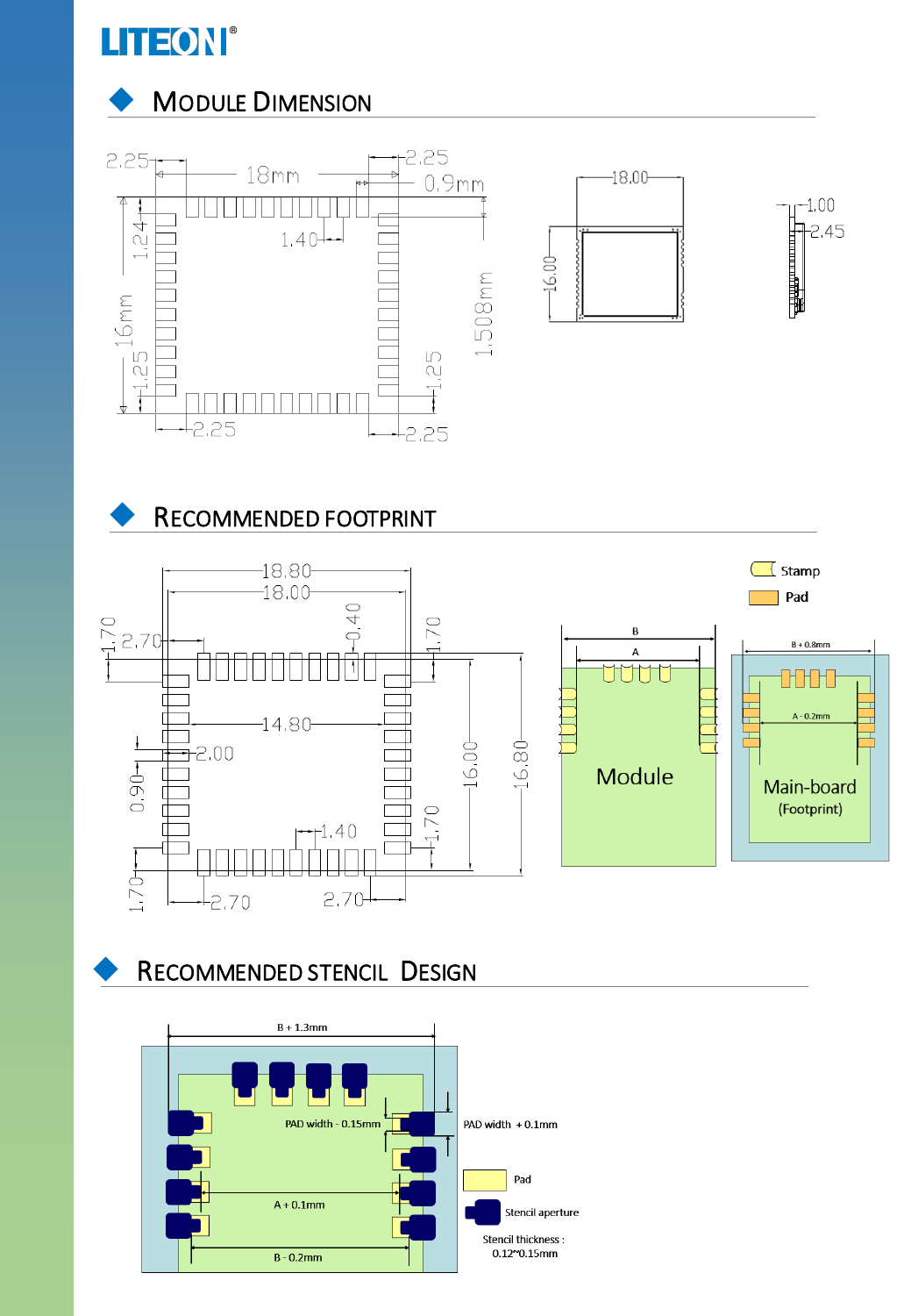## Module Dimension

2.25 18mm 2.25 0.9mm

1.24 1.40

16mm 1.508mm

1.25 1.25

2.25 2.25

18.00

16.00

1.00

2.45

## Recommended Footprint

18.80

18.00

1.70 2.70 0.40 1.70

14.80

0.90 2.00 16.00 16.80

1.40 1.70

1.70 2.70 2.70

Stamp

Pad

B

A

Module

B + 0.8mm

A - 0.2mm

Main-board (Footprint)

## Recommended Stencil Design

B + 1.3mm

PAD width - 0.15mm

PAD width + 0.1mm

A + 0.1mm

B - 0.2mm

Pad

Stencil aperture

Stencil thickness : 0.12~0.15mm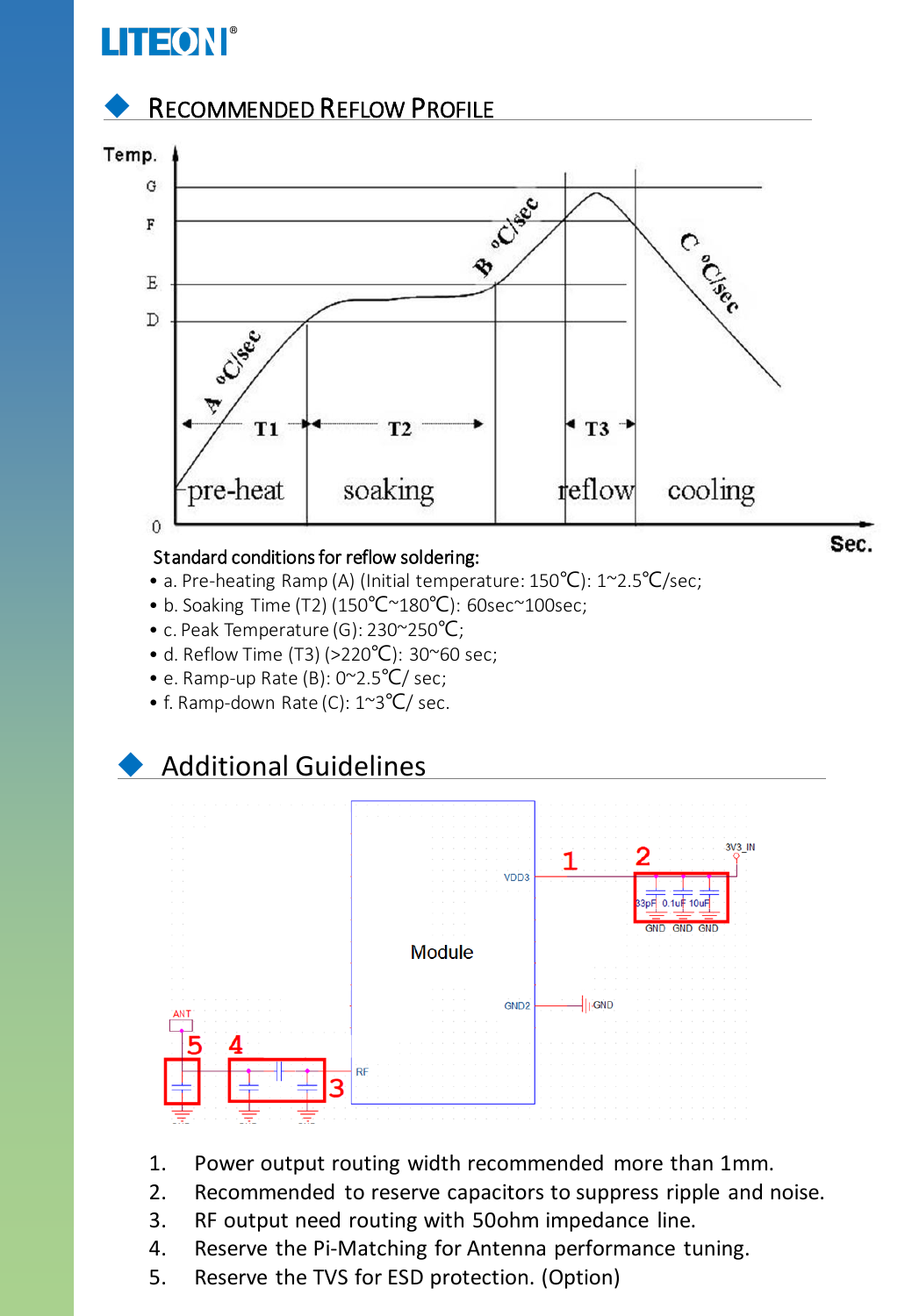## Recommended Reflow Profile

Standard conditions for reflow soldering:

- a. Pre-heating Ramp (A) (Initial temperature: 150℃): 1~2.5℃/sec;
- b. Soaking Time (T2) (150℃~180℃): 60sec~100sec;
- c. Peak Temperature (G): 230~250℃;
- d. Reflow Time (T3) (>220℃): 30~60 sec;
- e. Ramp-up Rate (B): 0~2.5℃/ sec;
- f. Ramp-down Rate (C): 1~3℃/ sec.

## Additional Guidelines

1. Power output routing width recommended more than 1mm.
2. Recommended to reserve capacitors to suppress ripple and noise.
3. RF output need routing with 50ohm impedance line.
4. Reserve the Pi-Matching for Antenna performance tuning.
5. Reserve the TVS for ESD protection. (Option)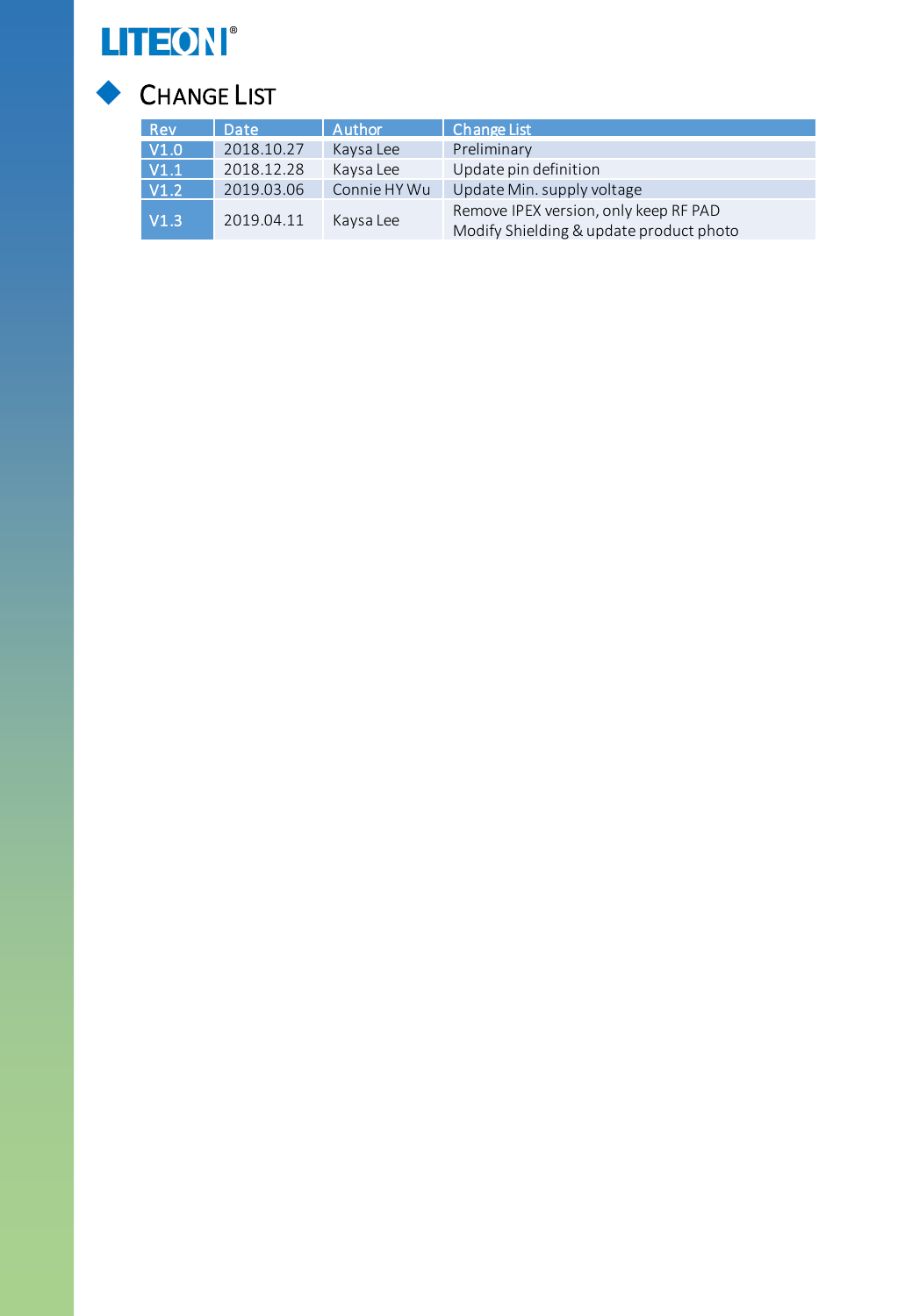# CHANGE LIST

| Rev | Date | Author | Change List |
|---|---|---|---|
| V1.0 | 2018.10.27 | Kaysa Lee | Preliminary |
| V1.1 | 2018.12.28 | Kaysa Lee | Update pin definition |
| V1.2 | 2019.03.06 | Connie HY Wu | Update Min. supply voltage |
| V1.3 | 2019.04.11 | Kaysa Lee | Remove IPEX version, only keep RF PAD<br>Modify Shielding & update product photo |